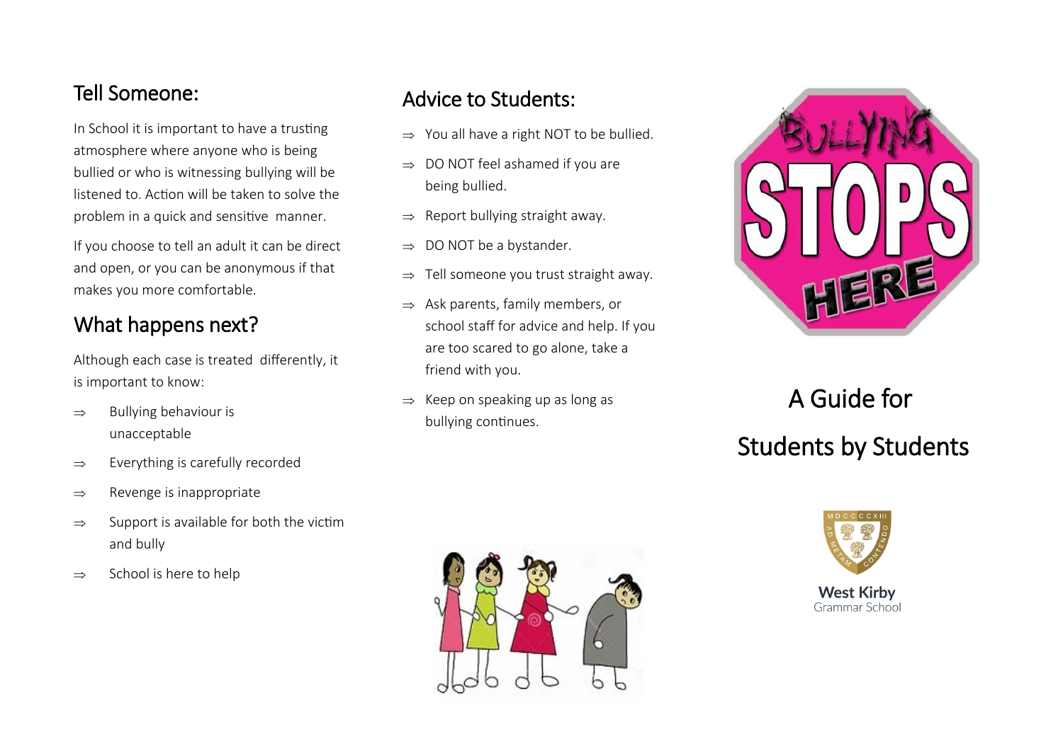## Tell Someone:

In School it is important to have a trusting atmosphere where anyone who is being bullied or who is witnessing bullying will be listened to. Action will be taken to solve the problem in a quick and sensitive manner.

If you choose to tell an adult it can be direct and open, or you can be anonymous if that makes you more comfortable.

## What happens next?

Although each case is treated differently, it is important to know:

- Bullying behaviour is unacceptable
- Everything is carefully recorded
- Revenge is inappropriate
- Support is available for both the victim and bully
- School is here to help

## Advice to Students:

- You all have a right NOT to be bullied.
- DO NOT feel ashamed if you are being bullied.
- Report bullying straight away.
- DO NOT be a bystander.
- Tell someone you trust straight away.
- Ask parents, family members, or school staff for advice and help. If you are too scared to go alone, take a friend with you.
- Keep on speaking up as long as bullying continues.

BULLYING STOPS HERE

# A Guide for Students by Students

West Kirby Grammar School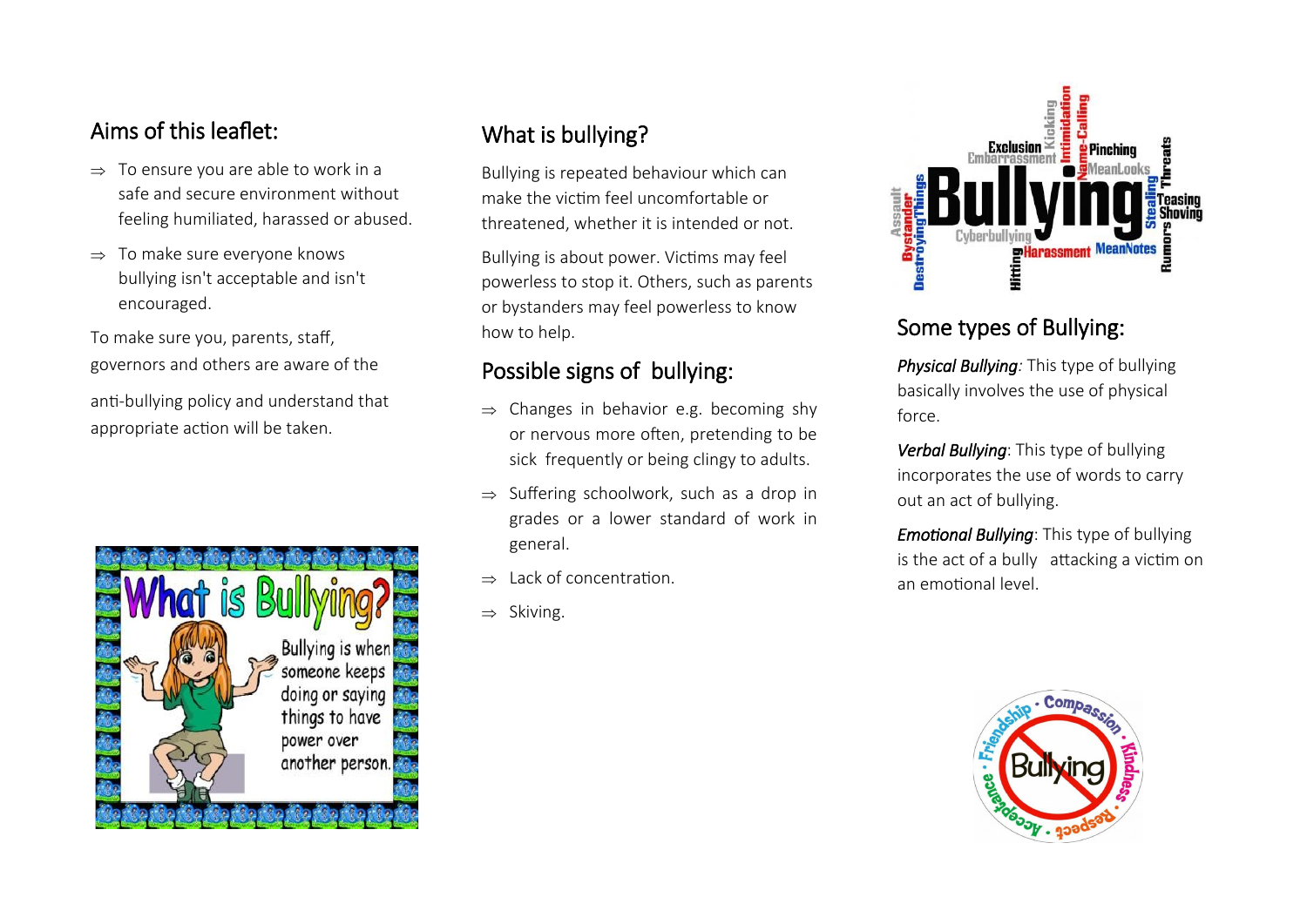## Aims of this leaflet:

- To ensure you are able to work in a safe and secure environment without feeling humiliated, harassed or abused.
- To make sure everyone knows bullying isn't acceptable and isn't encouraged.

To make sure you, parents, staff, governors and others are aware of the anti-bullying policy and understand that appropriate action will be taken.

## What is bullying?

Bullying is repeated behaviour which can make the victim feel uncomfortable or threatened, whether it is intended or not.

Bullying is about power. Victims may feel powerless to stop it. Others, such as parents or bystanders may feel powerless to know how to help.

## Possible signs of bullying:

- Changes in behavior e.g. becoming shy or nervous more often, pretending to be sick frequently or being clingy to adults.
- Suffering schoolwork, such as a drop in grades or a lower standard of work in general.
- Lack of concentration.
- Skiving.

## Some types of Bullying:

***Physical Bullying****:* This type of bullying basically involves the use of physical force.

***Verbal Bullying***: This type of bullying incorporates the use of words to carry out an act of bullying.

***Emotional Bullying***: This type of bullying is the act of a bully attacking a victim on an emotional level.